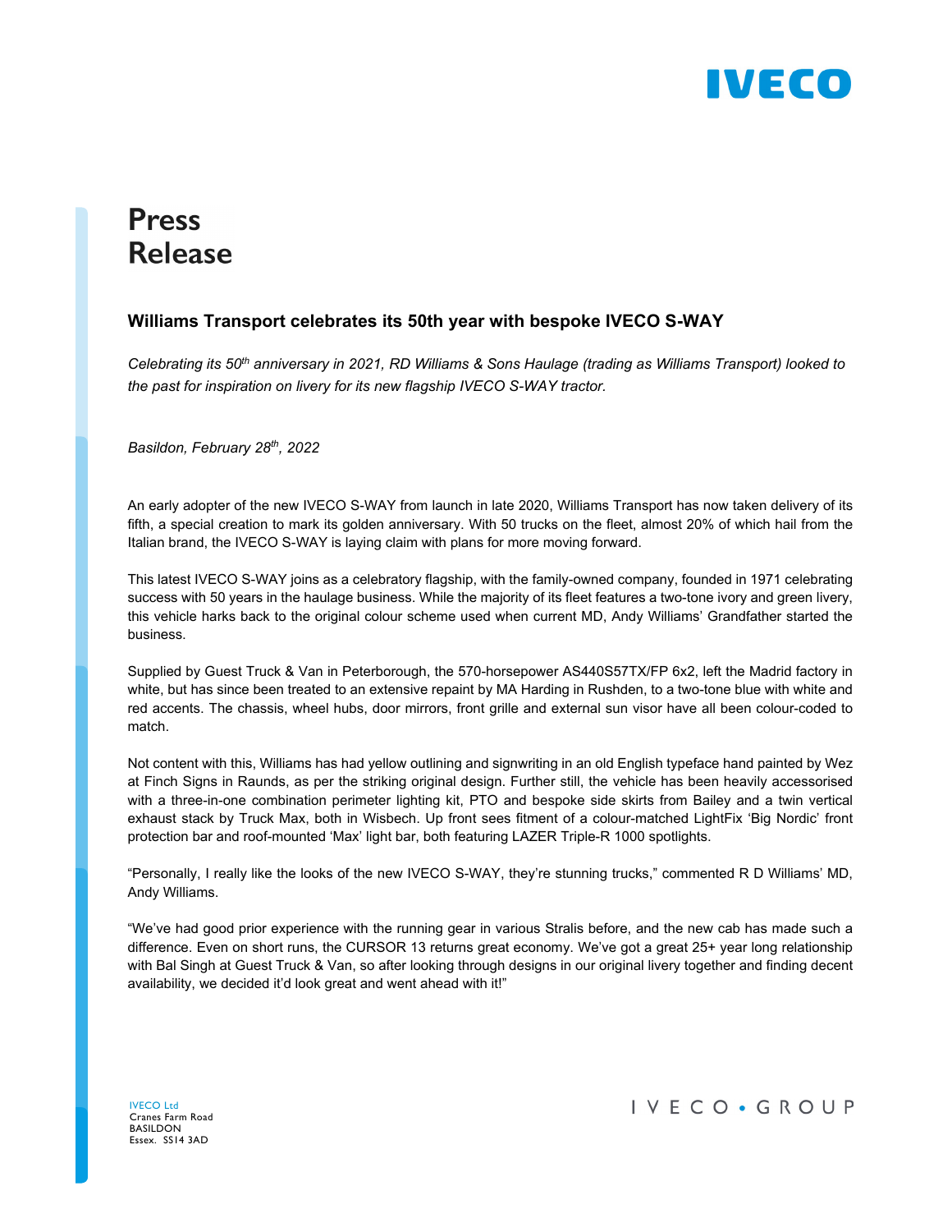# Press Release

## Williams Transport celebrates its 50th year with bespoke IVECO S-WAY

*Celebrating its 50th anniversary in 2021, RD Williams & Sons Haulage (trading as Williams Transport) looked to the past for inspiration on livery for its new flagship IVECO S-WAY tractor.*

*Basildon, February 28th, 2022*

An early adopter of the new IVECO S-WAY from launch in late 2020, Williams Transport has now taken delivery of its fifth, a special creation to mark its golden anniversary. With 50 trucks on the fleet, almost 20% of which hail from the Italian brand, the IVECO S-WAY is laying claim with plans for more moving forward.

This latest IVECO S-WAY joins as a celebratory flagship, with the family-owned company, founded in 1971 celebrating success with 50 years in the haulage business. While the majority of its fleet features a two-tone ivory and green livery, this vehicle harks back to the original colour scheme used when current MD, Andy Williams' Grandfather started the business.

Supplied by Guest Truck & Van in Peterborough, the 570-horsepower AS440S57TX/FP 6x2, left the Madrid factory in white, but has since been treated to an extensive repaint by MA Harding in Rushden, to a two-tone blue with white and red accents. The chassis, wheel hubs, door mirrors, front grille and external sun visor have all been colour-coded to match.

Not content with this, Williams has had yellow outlining and signwriting in an old English typeface hand painted by Wez at Finch Signs in Raunds, as per the striking original design. Further still, the vehicle has been heavily accessorised with a three-in-one combination perimeter lighting kit, PTO and bespoke side skirts from Bailey and a twin vertical exhaust stack by Truck Max, both in Wisbech. Up front sees fitment of a colour-matched LightFix 'Big Nordic' front protection bar and roof-mounted 'Max' light bar, both featuring LAZER Triple-R 1000 spotlights.

"Personally, I really like the looks of the new IVECO S-WAY, they're stunning trucks," commented R D Williams' MD, Andy Williams.

"We've had good prior experience with the running gear in various Stralis before, and the new cab has made such a difference. Even on short runs, the CURSOR 13 returns great economy. We've got a great 25+ year long relationship with Bal Singh at Guest Truck & Van, so after looking through designs in our original livery together and finding decent availability, we decided it'd look great and went ahead with it!"

IVECO Ltd
Cranes Farm Road
BASILDON
Essex. SS14 3AD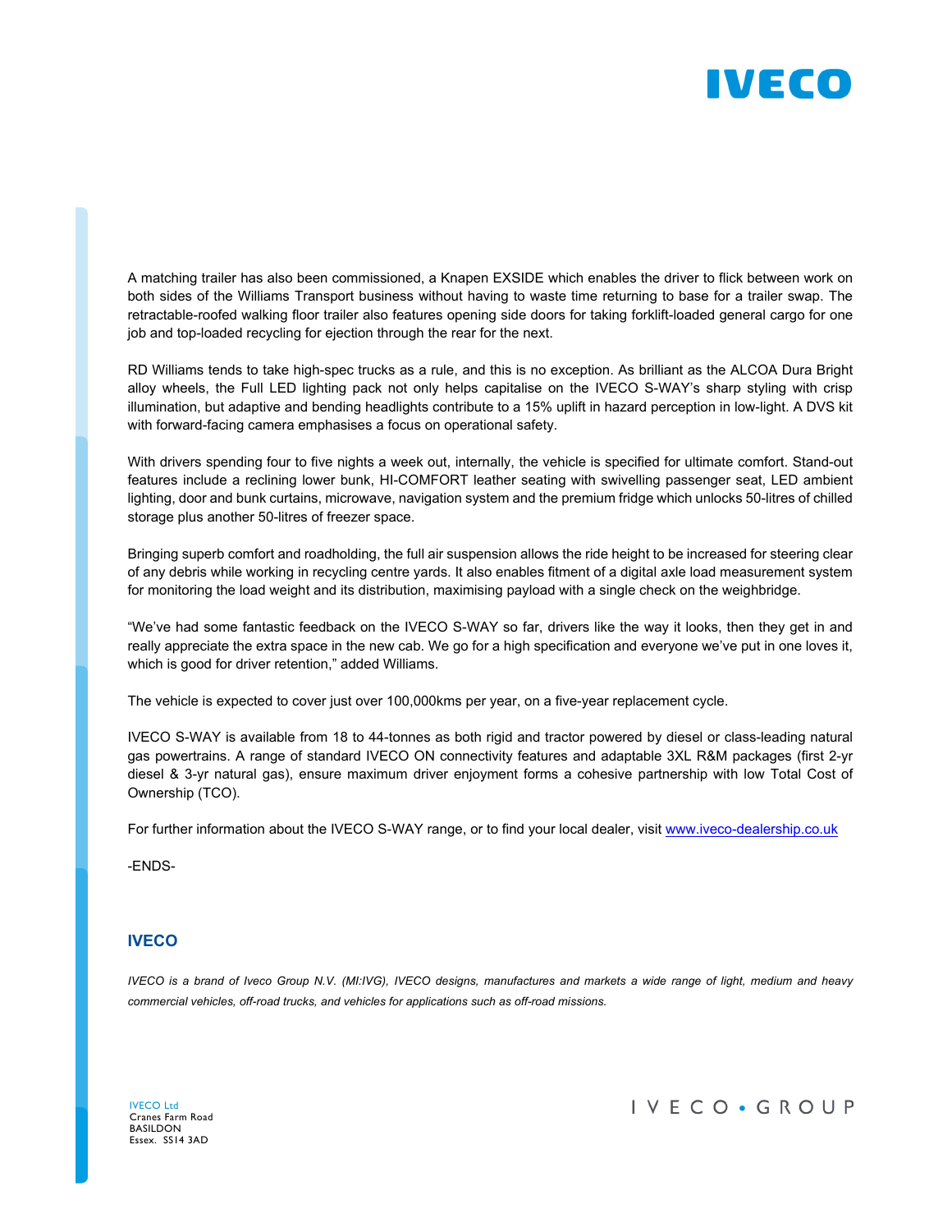A matching trailer has also been commissioned, a Knapen EXSIDE which enables the driver to flick between work on both sides of the Williams Transport business without having to waste time returning to base for a trailer swap. The retractable-roofed walking floor trailer also features opening side doors for taking forklift-loaded general cargo for one job and top-loaded recycling for ejection through the rear for the next.

RD Williams tends to take high-spec trucks as a rule, and this is no exception. As brilliant as the ALCOA Dura Bright alloy wheels, the Full LED lighting pack not only helps capitalise on the IVECO S-WAY's sharp styling with crisp illumination, but adaptive and bending headlights contribute to a 15% uplift in hazard perception in low-light. A DVS kit with forward-facing camera emphasises a focus on operational safety.

With drivers spending four to five nights a week out, internally, the vehicle is specified for ultimate comfort. Stand-out features include a reclining lower bunk, HI-COMFORT leather seating with swivelling passenger seat, LED ambient lighting, door and bunk curtains, microwave, navigation system and the premium fridge which unlocks 50-litres of chilled storage plus another 50-litres of freezer space.

Bringing superb comfort and roadholding, the full air suspension allows the ride height to be increased for steering clear of any debris while working in recycling centre yards. It also enables fitment of a digital axle load measurement system for monitoring the load weight and its distribution, maximising payload with a single check on the weighbridge.

"We've had some fantastic feedback on the IVECO S-WAY so far, drivers like the way it looks, then they get in and really appreciate the extra space in the new cab. We go for a high specification and everyone we've put in one loves it, which is good for driver retention," added Williams.

The vehicle is expected to cover just over 100,000kms per year, on a five-year replacement cycle.

IVECO S-WAY is available from 18 to 44-tonnes as both rigid and tractor powered by diesel or class-leading natural gas powertrains. A range of standard IVECO ON connectivity features and adaptable 3XL R&M packages (first 2-yr diesel & 3-yr natural gas), ensure maximum driver enjoyment forms a cohesive partnership with low Total Cost of Ownership (TCO).

For further information about the IVECO S-WAY range, or to find your local dealer, visit www.iveco-dealership.co.uk

-ENDS-

### IVECO

*IVECO is a brand of Iveco Group N.V. (MI:IVG), IVECO designs, manufactures and markets a wide range of light, medium and heavy commercial vehicles, off-road trucks, and vehicles for applications such as off-road missions.*

IVECO Ltd
Cranes Farm Road
BASILDON
Essex. SS14 3AD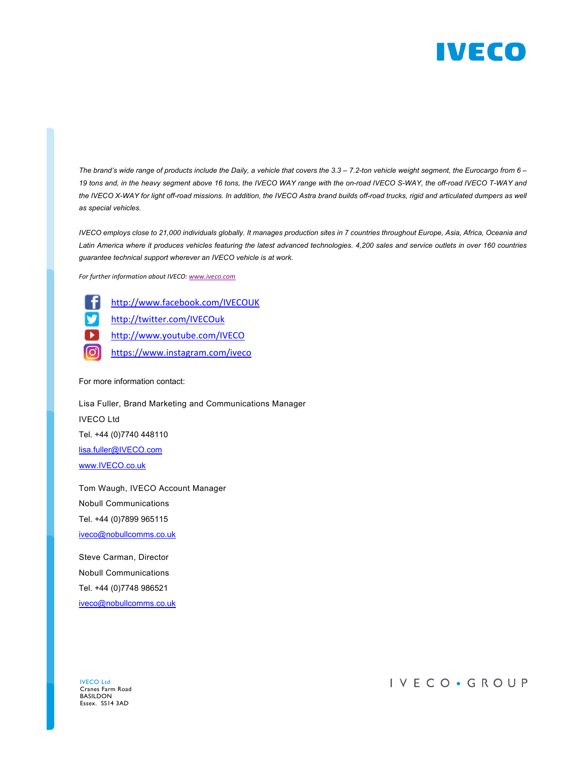*The brand's wide range of products include the Daily, a vehicle that covers the 3.3 – 7.2-ton vehicle weight segment, the Eurocargo from 6 – 19 tons and, in the heavy segment above 16 tons, the IVECO WAY range with the on-road IVECO S-WAY, the off-road IVECO T-WAY and the IVECO X-WAY for light off-road missions. In addition, the IVECO Astra brand builds off-road trucks, rigid and articulated dumpers as well as special vehicles.*

*IVECO employs close to 21,000 individuals globally. It manages production sites in 7 countries throughout Europe, Asia, Africa, Oceania and Latin America where it produces vehicles featuring the latest advanced technologies. 4,200 sales and service outlets in over 160 countries guarantee technical support wherever an IVECO vehicle is at work.*

*For further information about IVECO: www.iveco.com*

http://www.facebook.com/IVECOUK
http://twitter.com/IVECOuk
http://www.youtube.com/IVECO
https://www.instagram.com/iveco

For more information contact:

Lisa Fuller, Brand Marketing and Communications Manager
IVECO Ltd
Tel. +44 (0)7740 448110
lisa.fuller@IVECO.com
www.IVECO.co.uk

Tom Waugh, IVECO Account Manager
Nobull Communications
Tel. +44 (0)7899 965115
iveco@nobullcomms.co.uk

Steve Carman, Director
Nobull Communications
Tel. +44 (0)7748 986521
iveco@nobullcomms.co.uk

IVECO Ltd
Cranes Farm Road
BASILDON
Essex. SS14 3AD